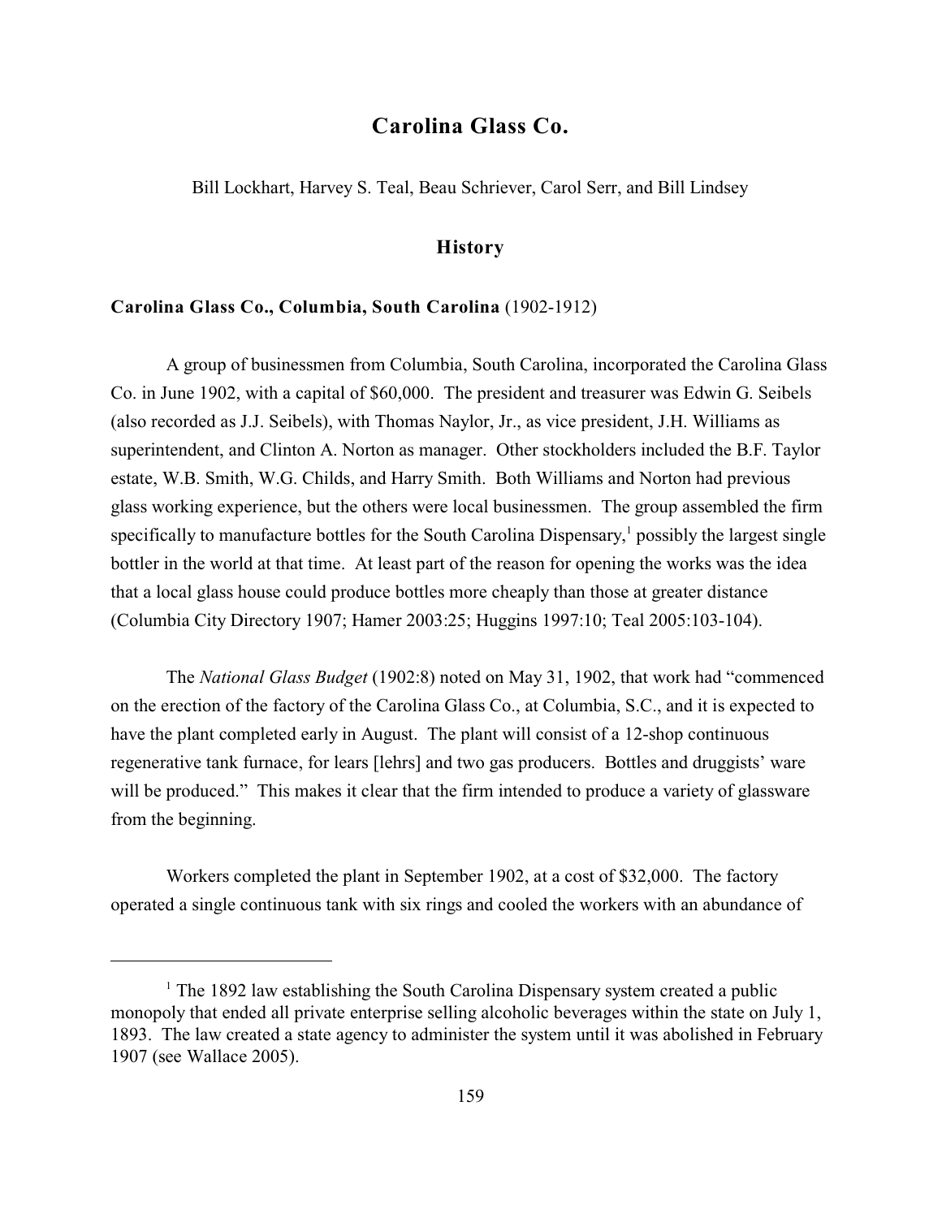# Carolina Glass Co.

Bill Lockhart, Harvey S. Teal, Beau Schriever, Carol Serr, and Bill Lindsey

## History

### Carolina Glass Co., Columbia, South Carolina (1902-1912)

A group of businessmen from Columbia, South Carolina, incorporated the Carolina Glass Co. in June 1902, with a capital of $60,000. The president and treasurer was Edwin G. Seibels (also recorded as J.J. Seibels), with Thomas Naylor, Jr., as vice president, J.H. Williams as superintendent, and Clinton A. Norton as manager. Other stockholders included the B.F. Taylor estate, W.B. Smith, W.G. Childs, and Harry Smith. Both Williams and Norton had previous glass working experience, but the others were local businessmen. The group assembled the firm specifically to manufacture bottles for the South Carolina Dispensary,[1] possibly the largest single bottler in the world at that time. At least part of the reason for opening the works was the idea that a local glass house could produce bottles more cheaply than those at greater distance (Columbia City Directory 1907; Hamer 2003:25; Huggins 1997:10; Teal 2005:103-104).

The *National Glass Budget* (1902:8) noted on May 31, 1902, that work had "commenced on the erection of the factory of the Carolina Glass Co., at Columbia, S.C., and it is expected to have the plant completed early in August. The plant will consist of a 12-shop continuous regenerative tank furnace, for lears [lehrs] and two gas producers. Bottles and druggists' ware will be produced." This makes it clear that the firm intended to produce a variety of glassware from the beginning.

Workers completed the plant in September 1902, at a cost of $32,000. The factory operated a single continuous tank with six rings and cooled the workers with an abundance of

---

[1] The 1892 law establishing the South Carolina Dispensary system created a public monopoly that ended all private enterprise selling alcoholic beverages within the state on July 1, 1893. The law created a state agency to administer the system until it was abolished in February 1907 (see Wallace 2005).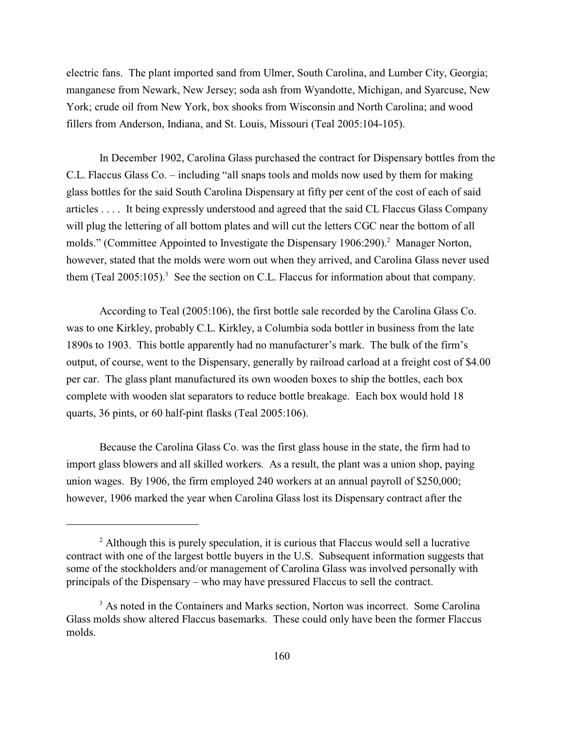electric fans. The plant imported sand from Ulmer, South Carolina, and Lumber City, Georgia; manganese from Newark, New Jersey; soda ash from Wyandotte, Michigan, and Syarcuse, New York; crude oil from New York, box shooks from Wisconsin and North Carolina; and wood fillers from Anderson, Indiana, and St. Louis, Missouri (Teal 2005:104-105).

In December 1902, Carolina Glass purchased the contract for Dispensary bottles from the C.L. Flaccus Glass Co. – including "all snaps tools and molds now used by them for making glass bottles for the said South Carolina Dispensary at fifty per cent of the cost of each of said articles . . . . It being expressly understood and agreed that the said CL Flaccus Glass Company will plug the lettering of all bottom plates and will cut the letters CGC near the bottom of all molds." (Committee Appointed to Investigate the Dispensary 1906:290).[2] Manager Norton, however, stated that the molds were worn out when they arrived, and Carolina Glass never used them (Teal 2005:105).[3] See the section on C.L. Flaccus for information about that company.

According to Teal (2005:106), the first bottle sale recorded by the Carolina Glass Co. was to one Kirkley, probably C.L. Kirkley, a Columbia soda bottler in business from the late 1890s to 1903. This bottle apparently had no manufacturer's mark. The bulk of the firm's output, of course, went to the Dispensary, generally by railroad carload at a freight cost of $4.00 per car. The glass plant manufactured its own wooden boxes to ship the bottles, each box complete with wooden slat separators to reduce bottle breakage. Each box would hold 18 quarts, 36 pints, or 60 half-pint flasks (Teal 2005:106).

Because the Carolina Glass Co. was the first glass house in the state, the firm had to import glass blowers and all skilled workers. As a result, the plant was a union shop, paying union wages. By 1906, the firm employed 240 workers at an annual payroll of $250,000; however, 1906 marked the year when Carolina Glass lost its Dispensary contract after the

---

[2] Although this is purely speculation, it is curious that Flaccus would sell a lucrative contract with one of the largest bottle buyers in the U.S. Subsequent information suggests that some of the stockholders and/or management of Carolina Glass was involved personally with principals of the Dispensary – who may have pressured Flaccus to sell the contract.

[3] As noted in the Containers and Marks section, Norton was incorrect. Some Carolina Glass molds show altered Flaccus basemarks. These could only have been the former Flaccus molds.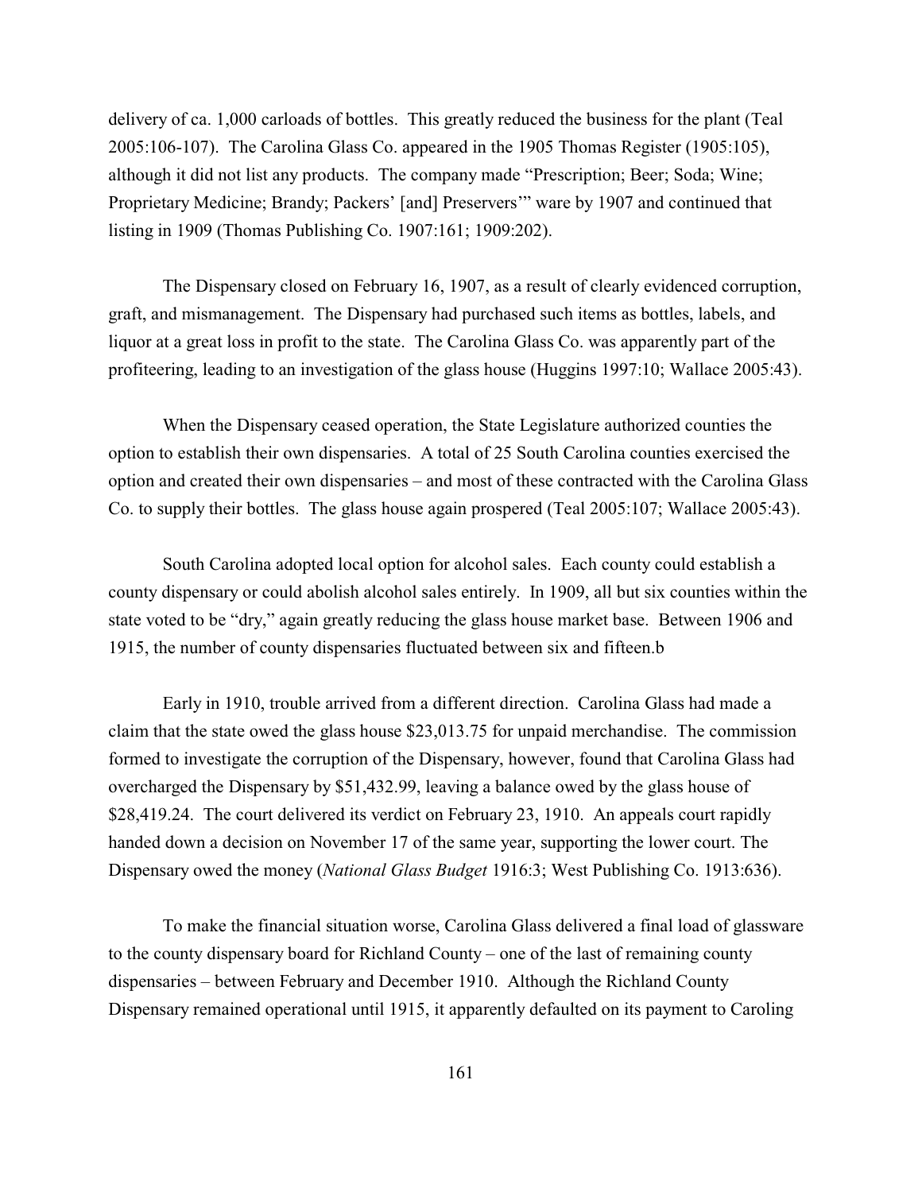delivery of ca. 1,000 carloads of bottles. This greatly reduced the business for the plant (Teal 2005:106-107). The Carolina Glass Co. appeared in the 1905 Thomas Register (1905:105), although it did not list any products. The company made "Prescription; Beer; Soda; Wine; Proprietary Medicine; Brandy; Packers' [and] Preservers'" ware by 1907 and continued that listing in 1909 (Thomas Publishing Co. 1907:161; 1909:202).

The Dispensary closed on February 16, 1907, as a result of clearly evidenced corruption, graft, and mismanagement. The Dispensary had purchased such items as bottles, labels, and liquor at a great loss in profit to the state. The Carolina Glass Co. was apparently part of the profiteering, leading to an investigation of the glass house (Huggins 1997:10; Wallace 2005:43).

When the Dispensary ceased operation, the State Legislature authorized counties the option to establish their own dispensaries. A total of 25 South Carolina counties exercised the option and created their own dispensaries – and most of these contracted with the Carolina Glass Co. to supply their bottles. The glass house again prospered (Teal 2005:107; Wallace 2005:43).

South Carolina adopted local option for alcohol sales. Each county could establish a county dispensary or could abolish alcohol sales entirely. In 1909, all but six counties within the state voted to be "dry," again greatly reducing the glass house market base. Between 1906 and 1915, the number of county dispensaries fluctuated between six and fifteen.b

Early in 1910, trouble arrived from a different direction. Carolina Glass had made a claim that the state owed the glass house $23,013.75 for unpaid merchandise. The commission formed to investigate the corruption of the Dispensary, however, found that Carolina Glass had overcharged the Dispensary by $51,432.99, leaving a balance owed by the glass house of $28,419.24. The court delivered its verdict on February 23, 1910. An appeals court rapidly handed down a decision on November 17 of the same year, supporting the lower court. The Dispensary owed the money (*National Glass Budget* 1916:3; West Publishing Co. 1913:636).

To make the financial situation worse, Carolina Glass delivered a final load of glassware to the county dispensary board for Richland County – one of the last of remaining county dispensaries – between February and December 1910. Although the Richland County Dispensary remained operational until 1915, it apparently defaulted on its payment to Caroling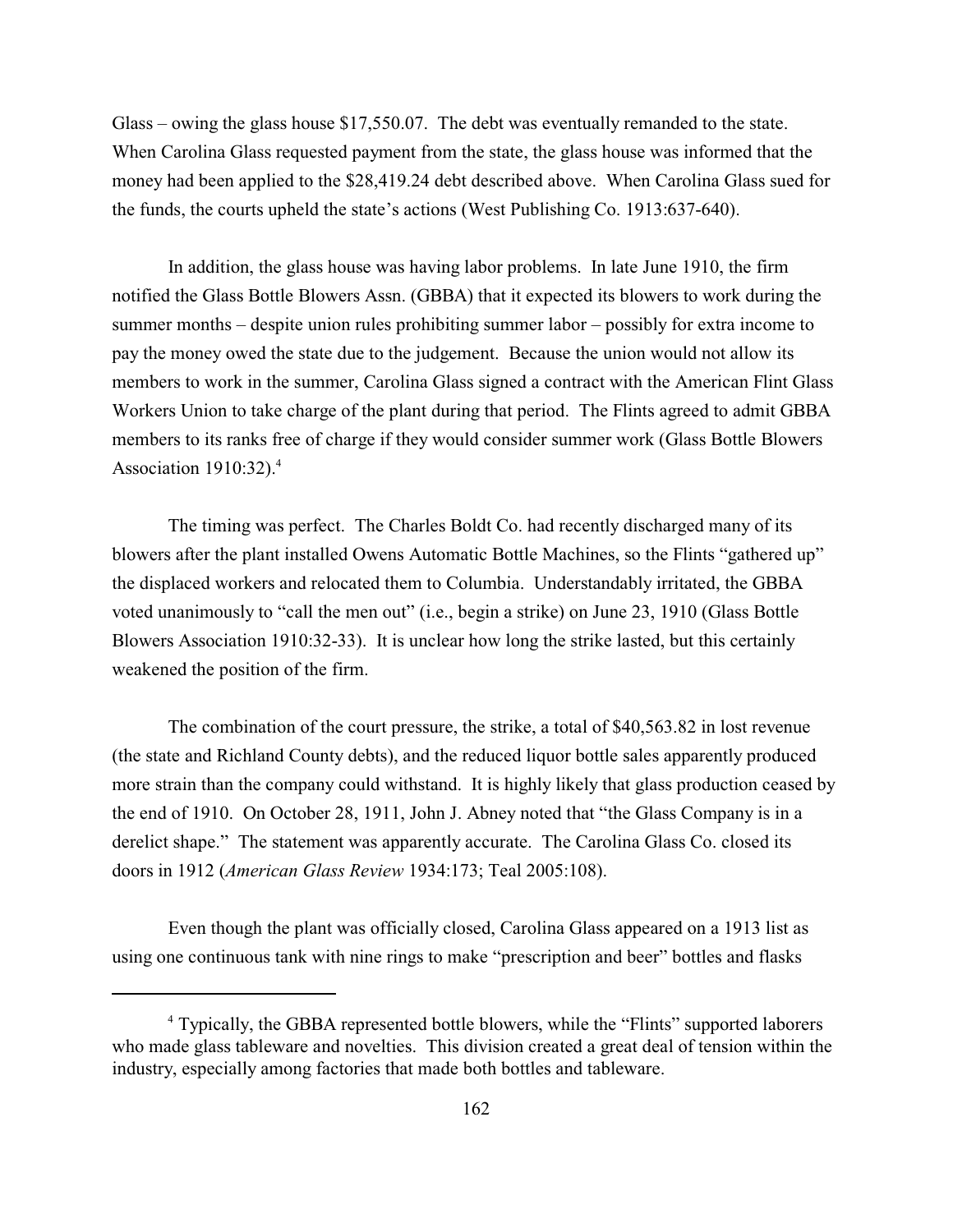Glass – owing the glass house $17,550.07. The debt was eventually remanded to the state. When Carolina Glass requested payment from the state, the glass house was informed that the money had been applied to the $28,419.24 debt described above. When Carolina Glass sued for the funds, the courts upheld the state's actions (West Publishing Co. 1913:637-640).

In addition, the glass house was having labor problems. In late June 1910, the firm notified the Glass Bottle Blowers Assn. (GBBA) that it expected its blowers to work during the summer months – despite union rules prohibiting summer labor – possibly for extra income to pay the money owed the state due to the judgement. Because the union would not allow its members to work in the summer, Carolina Glass signed a contract with the American Flint Glass Workers Union to take charge of the plant during that period. The Flints agreed to admit GBBA members to its ranks free of charge if they would consider summer work (Glass Bottle Blowers Association 1910:32).[4]

The timing was perfect. The Charles Boldt Co. had recently discharged many of its blowers after the plant installed Owens Automatic Bottle Machines, so the Flints "gathered up" the displaced workers and relocated them to Columbia. Understandably irritated, the GBBA voted unanimously to "call the men out" (i.e., begin a strike) on June 23, 1910 (Glass Bottle Blowers Association 1910:32-33). It is unclear how long the strike lasted, but this certainly weakened the position of the firm.

The combination of the court pressure, the strike, a total of $40,563.82 in lost revenue (the state and Richland County debts), and the reduced liquor bottle sales apparently produced more strain than the company could withstand. It is highly likely that glass production ceased by the end of 1910. On October 28, 1911, John J. Abney noted that "the Glass Company is in a derelict shape." The statement was apparently accurate. The Carolina Glass Co. closed its doors in 1912 (*American Glass Review* 1934:173; Teal 2005:108).

Even though the plant was officially closed, Carolina Glass appeared on a 1913 list as using one continuous tank with nine rings to make "prescription and beer" bottles and flasks

---

[4] Typically, the GBBA represented bottle blowers, while the "Flints" supported laborers who made glass tableware and novelties. This division created a great deal of tension within the industry, especially among factories that made both bottles and tableware.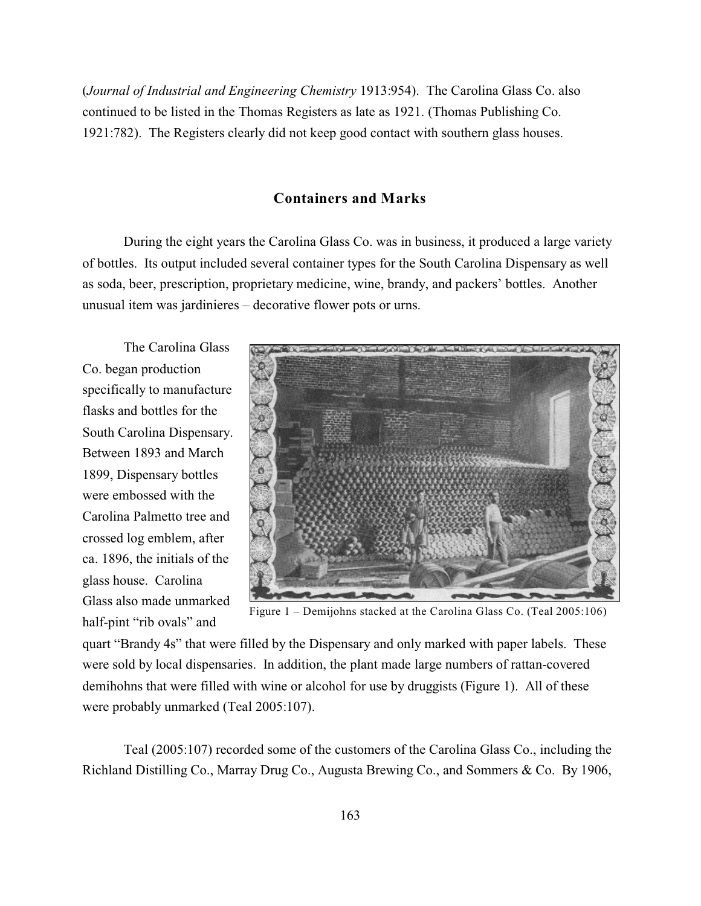(*Journal of Industrial and Engineering Chemistry* 1913:954). The Carolina Glass Co. also continued to be listed in the Thomas Registers as late as 1921. (Thomas Publishing Co. 1921:782). The Registers clearly did not keep good contact with southern glass houses.

## Containers and Marks

During the eight years the Carolina Glass Co. was in business, it produced a large variety of bottles. Its output included several container types for the South Carolina Dispensary as well as soda, beer, prescription, proprietary medicine, wine, brandy, and packers' bottles. Another unusual item was jardinieres – decorative flower pots or urns.

The Carolina Glass Co. began production specifically to manufacture flasks and bottles for the South Carolina Dispensary. Between 1893 and March 1899, Dispensary bottles were embossed with the Carolina Palmetto tree and crossed log emblem, after ca. 1896, the initials of the glass house. Carolina Glass also made unmarked half-pint "rib ovals" and quart "Brandy 4s" that were filled by the Dispensary and only marked with paper labels. These were sold by local dispensaries. In addition, the plant made large numbers of rattan-covered demihohns that were filled with wine or alcohol for use by druggists (Figure 1). All of these were probably unmarked (Teal 2005:107).

Figure 1 – Demijohns stacked at the Carolina Glass Co. (Teal 2005:106)

Teal (2005:107) recorded some of the customers of the Carolina Glass Co., including the Richland Distilling Co., Marray Drug Co., Augusta Brewing Co., and Sommers & Co. By 1906,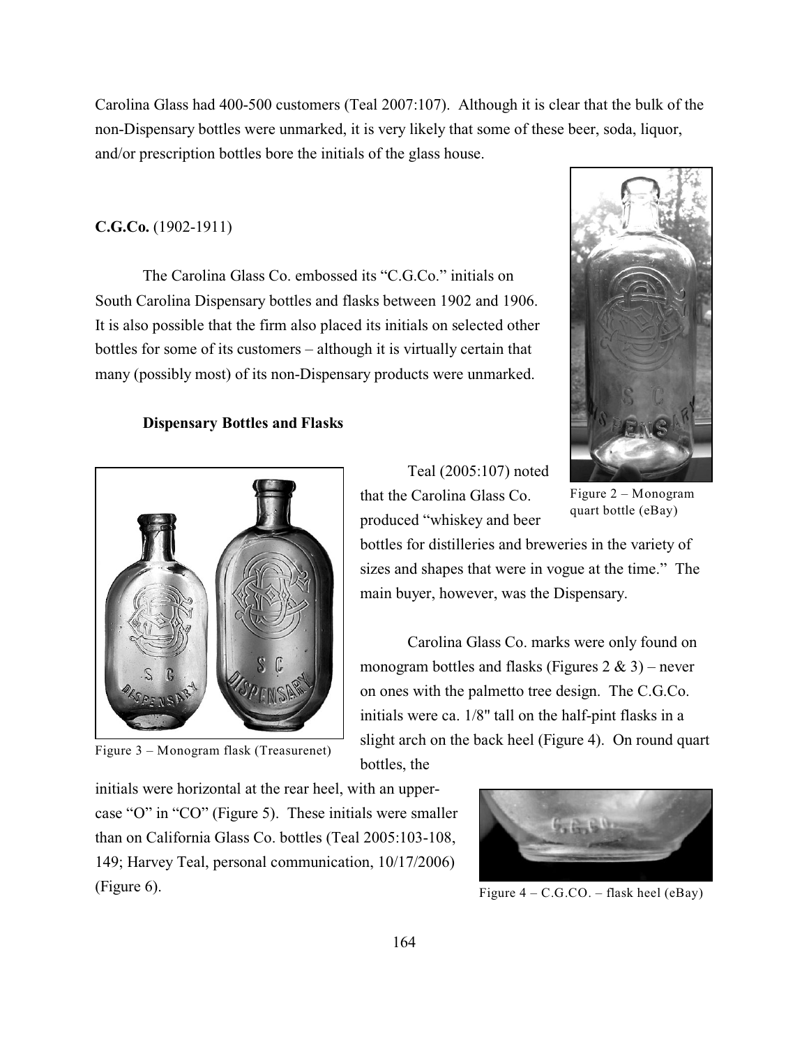Carolina Glass had 400-500 customers (Teal 2007:107). Although it is clear that the bulk of the non-Dispensary bottles were unmarked, it is very likely that some of these beer, soda, liquor, and/or prescription bottles bore the initials of the glass house.

**C.G.Co.** (1902-1911)

The Carolina Glass Co. embossed its "C.G.Co." initials on South Carolina Dispensary bottles and flasks between 1902 and 1906. It is also possible that the firm also placed its initials on selected other bottles for some of its customers – although it is virtually certain that many (possibly most) of its non-Dispensary products were unmarked.

Figure 2 – Monogram quart bottle (eBay)

**Dispensary Bottles and Flasks**

Teal (2005:107) noted that the Carolina Glass Co. produced "whiskey and beer bottles for distilleries and breweries in the variety of sizes and shapes that were in vogue at the time." The main buyer, however, was the Dispensary.

Figure 3 – Monogram flask (Treasurenet)

Carolina Glass Co. marks were only found on monogram bottles and flasks (Figures 2 & 3) – never on ones with the palmetto tree design. The C.G.Co. initials were ca. 1/8" tall on the half-pint flasks in a slight arch on the back heel (Figure 4). On round quart bottles, the initials were horizontal at the rear heel, with an upper-case "O" in "CO" (Figure 5). These initials were smaller than on California Glass Co. bottles (Teal 2005:103-108, 149; Harvey Teal, personal communication, 10/17/2006) (Figure 6).

Figure 4 – C.G.CO. – flask heel (eBay)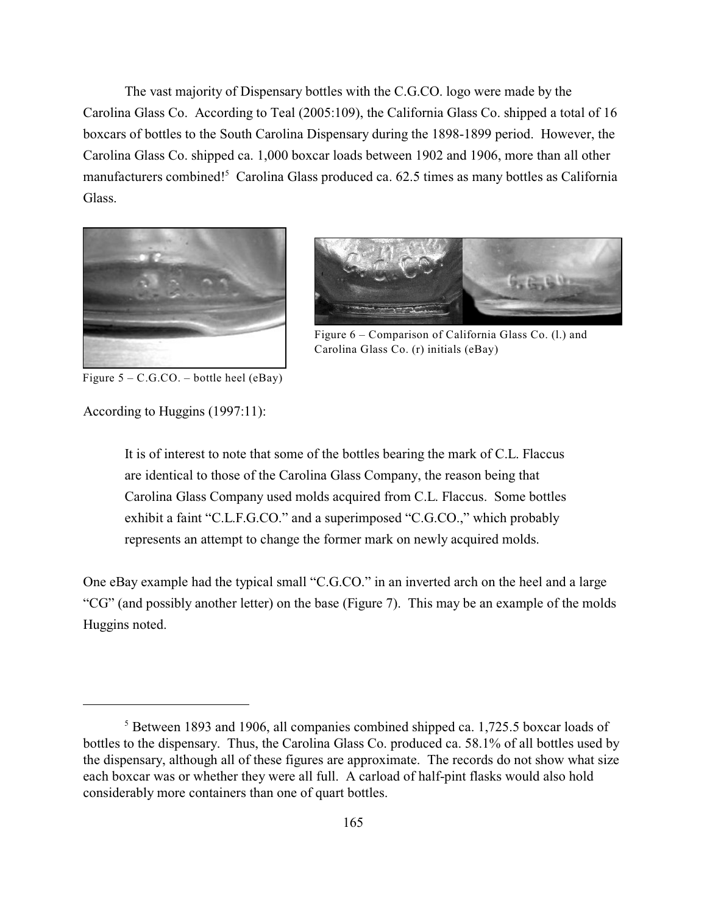The vast majority of Dispensary bottles with the C.G.CO. logo were made by the Carolina Glass Co. According to Teal (2005:109), the California Glass Co. shipped a total of 16 boxcars of bottles to the South Carolina Dispensary during the 1898-1899 period. However, the Carolina Glass Co. shipped ca. 1,000 boxcar loads between 1902 and 1906, more than all other manufacturers combined![5] Carolina Glass produced ca. 62.5 times as many bottles as California Glass.

Figure 5 – C.G.CO. – bottle heel (eBay)

Figure 6 – Comparison of California Glass Co. (l.) and Carolina Glass Co. (r) initials (eBay)

According to Huggins (1997:11):

> It is of interest to note that some of the bottles bearing the mark of C.L. Flaccus are identical to those of the Carolina Glass Company, the reason being that Carolina Glass Company used molds acquired from C.L. Flaccus. Some bottles exhibit a faint "C.L.F.G.CO." and a superimposed "C.G.CO.," which probably represents an attempt to change the former mark on newly acquired molds.

One eBay example had the typical small "C.G.CO." in an inverted arch on the heel and a large "CG" (and possibly another letter) on the base (Figure 7). This may be an example of the molds Huggins noted.

---

[5] Between 1893 and 1906, all companies combined shipped ca. 1,725.5 boxcar loads of bottles to the dispensary. Thus, the Carolina Glass Co. produced ca. 58.1% of all bottles used by the dispensary, although all of these figures are approximate. The records do not show what size each boxcar was or whether they were all full. A carload of half-pint flasks would also hold considerably more containers than one of quart bottles.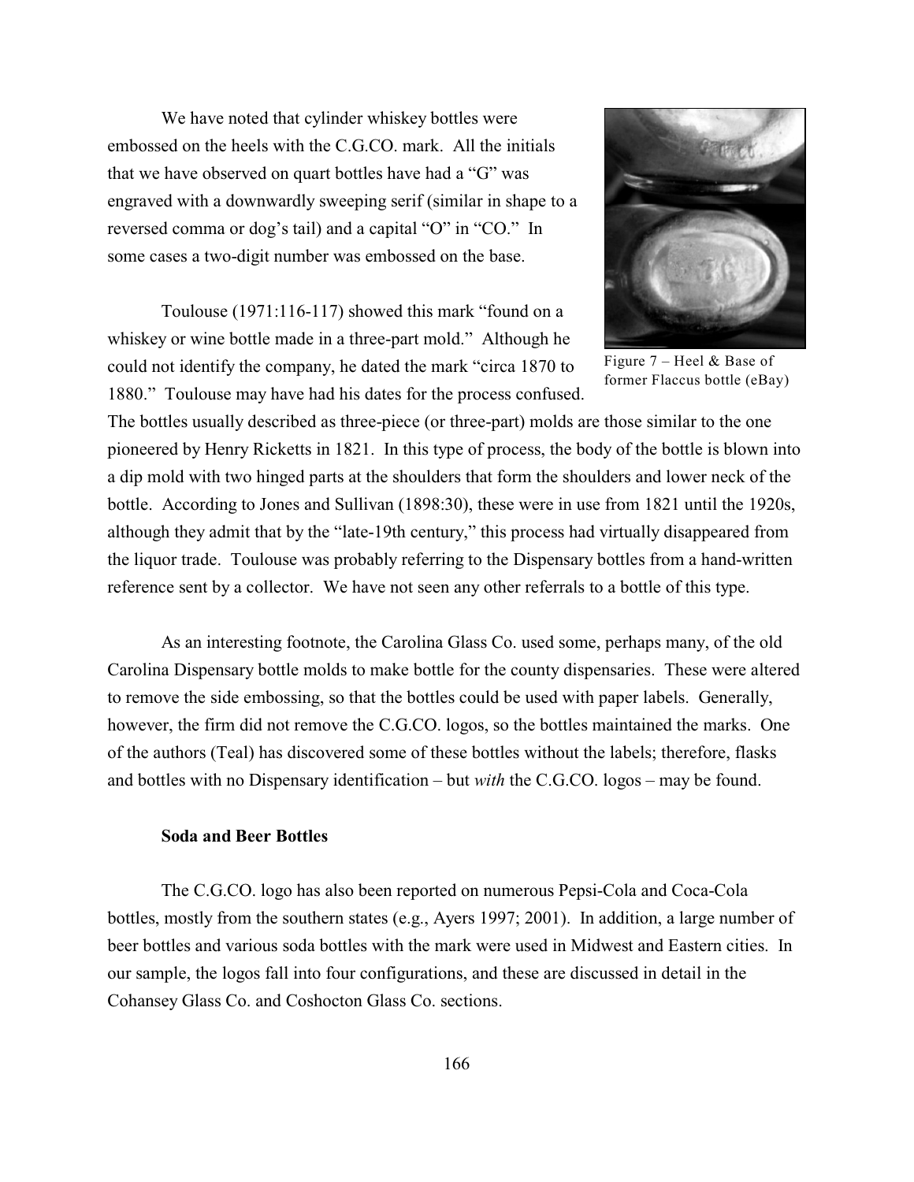We have noted that cylinder whiskey bottles were embossed on the heels with the C.G.CO. mark. All the initials that we have observed on quart bottles have had a "G" was engraved with a downwardly sweeping serif (similar in shape to a reversed comma or dog's tail) and a capital "O" in "CO." In some cases a two-digit number was embossed on the base.

Figure 7 – Heel & Base of former Flaccus bottle (eBay)

Toulouse (1971:116-117) showed this mark "found on a whiskey or wine bottle made in a three-part mold." Although he could not identify the company, he dated the mark "circa 1870 to 1880." Toulouse may have had his dates for the process confused. The bottles usually described as three-piece (or three-part) molds are those similar to the one pioneered by Henry Ricketts in 1821. In this type of process, the body of the bottle is blown into a dip mold with two hinged parts at the shoulders that form the shoulders and lower neck of the bottle. According to Jones and Sullivan (1898:30), these were in use from 1821 until the 1920s, although they admit that by the "late-19th century," this process had virtually disappeared from the liquor trade. Toulouse was probably referring to the Dispensary bottles from a hand-written reference sent by a collector. We have not seen any other referrals to a bottle of this type.

As an interesting footnote, the Carolina Glass Co. used some, perhaps many, of the old Carolina Dispensary bottle molds to make bottle for the county dispensaries. These were altered to remove the side embossing, so that the bottles could be used with paper labels. Generally, however, the firm did not remove the C.G.CO. logos, so the bottles maintained the marks. One of the authors (Teal) has discovered some of these bottles without the labels; therefore, flasks and bottles with no Dispensary identification – but *with* the C.G.CO. logos – may be found.

### Soda and Beer Bottles

The C.G.CO. logo has also been reported on numerous Pepsi-Cola and Coca-Cola bottles, mostly from the southern states (e.g., Ayers 1997; 2001). In addition, a large number of beer bottles and various soda bottles with the mark were used in Midwest and Eastern cities. In our sample, the logos fall into four configurations, and these are discussed in detail in the Cohansey Glass Co. and Coshocton Glass Co. sections.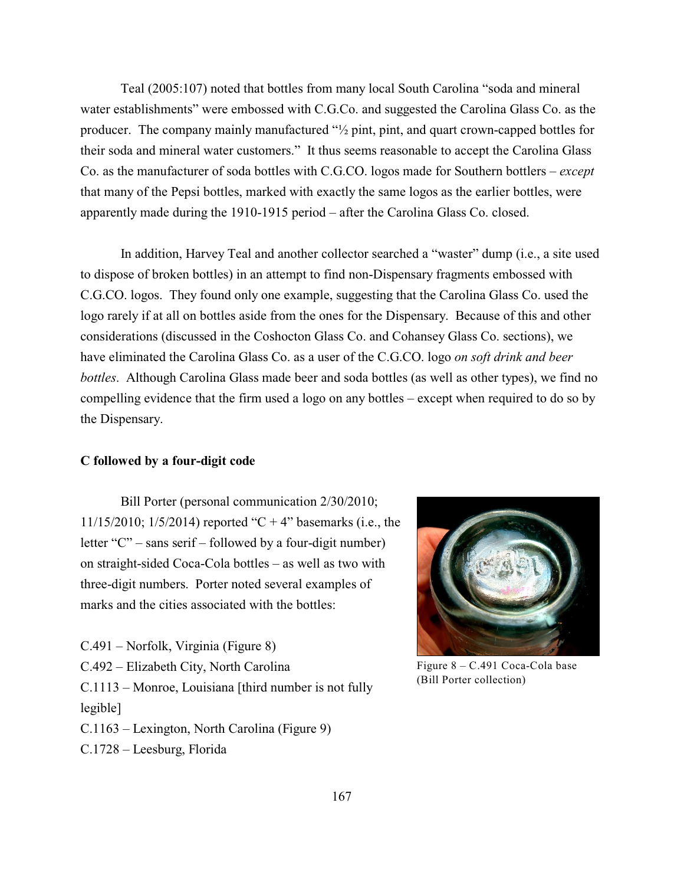Teal (2005:107) noted that bottles from many local South Carolina "soda and mineral water establishments" were embossed with C.G.Co. and suggested the Carolina Glass Co. as the producer. The company mainly manufactured "½ pint, pint, and quart crown-capped bottles for their soda and mineral water customers." It thus seems reasonable to accept the Carolina Glass Co. as the manufacturer of soda bottles with C.G.CO. logos made for Southern bottlers – *except* that many of the Pepsi bottles, marked with exactly the same logos as the earlier bottles, were apparently made during the 1910-1915 period – after the Carolina Glass Co. closed.

In addition, Harvey Teal and another collector searched a "waster" dump (i.e., a site used to dispose of broken bottles) in an attempt to find non-Dispensary fragments embossed with C.G.CO. logos. They found only one example, suggesting that the Carolina Glass Co. used the logo rarely if at all on bottles aside from the ones for the Dispensary. Because of this and other considerations (discussed in the Coshocton Glass Co. and Cohansey Glass Co. sections), we have eliminated the Carolina Glass Co. as a user of the C.G.CO. logo *on soft drink and beer bottles*. Although Carolina Glass made beer and soda bottles (as well as other types), we find no compelling evidence that the firm used a logo on any bottles – except when required to do so by the Dispensary.

**C followed by a four-digit code**

Bill Porter (personal communication 2/30/2010; 11/15/2010; 1/5/2014) reported "C + 4" basemarks (i.e., the letter "C" – sans serif – followed by a four-digit number) on straight-sided Coca-Cola bottles – as well as two with three-digit numbers. Porter noted several examples of marks and the cities associated with the bottles:

Figure 8 – C.491 Coca-Cola base (Bill Porter collection)

C.491 – Norfolk, Virginia (Figure 8)
C.492 – Elizabeth City, North Carolina
C.1113 – Monroe, Louisiana [third number is not fully legible]
C.1163 – Lexington, North Carolina (Figure 9)
C.1728 – Leesburg, Florida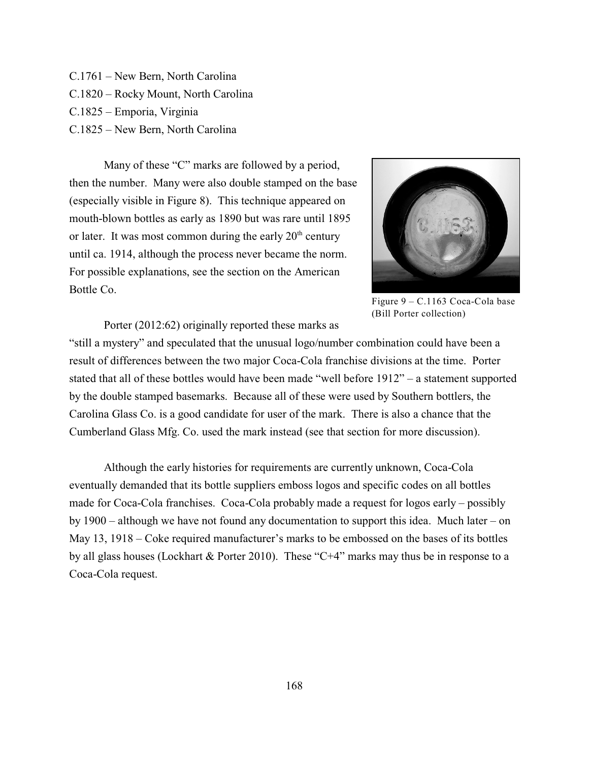C.1761 – New Bern, North Carolina
C.1820 – Rocky Mount, North Carolina
C.1825 – Emporia, Virginia
C.1825 – New Bern, North Carolina

Many of these "C" marks are followed by a period, then the number. Many were also double stamped on the base (especially visible in Figure 8). This technique appeared on mouth-blown bottles as early as 1890 but was rare until 1895 or later. It was most common during the early 20th century until ca. 1914, although the process never became the norm. For possible explanations, see the section on the American Bottle Co.

Figure 9 – C.1163 Coca-Cola base (Bill Porter collection)

Porter (2012:62) originally reported these marks as "still a mystery" and speculated that the unusual logo/number combination could have been a result of differences between the two major Coca-Cola franchise divisions at the time. Porter stated that all of these bottles would have been made "well before 1912" – a statement supported by the double stamped basemarks. Because all of these were used by Southern bottlers, the Carolina Glass Co. is a good candidate for user of the mark. There is also a chance that the Cumberland Glass Mfg. Co. used the mark instead (see that section for more discussion).

Although the early histories for requirements are currently unknown, Coca-Cola eventually demanded that its bottle suppliers emboss logos and specific codes on all bottles made for Coca-Cola franchises. Coca-Cola probably made a request for logos early – possibly by 1900 – although we have not found any documentation to support this idea. Much later – on May 13, 1918 – Coke required manufacturer's marks to be embossed on the bases of its bottles by all glass houses (Lockhart & Porter 2010). These "C+4" marks may thus be in response to a Coca-Cola request.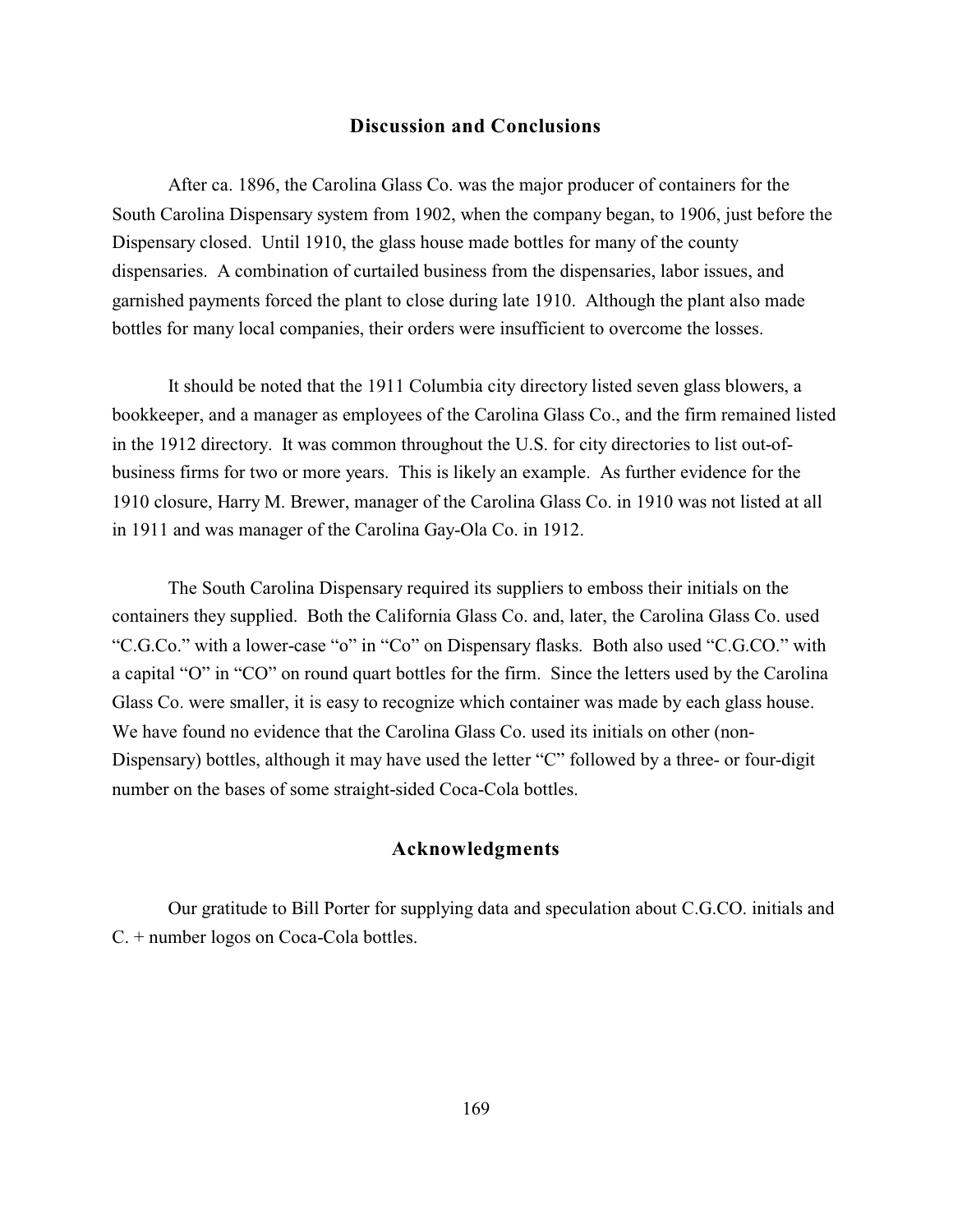## Discussion and Conclusions

After ca. 1896, the Carolina Glass Co. was the major producer of containers for the South Carolina Dispensary system from 1902, when the company began, to 1906, just before the Dispensary closed. Until 1910, the glass house made bottles for many of the county dispensaries. A combination of curtailed business from the dispensaries, labor issues, and garnished payments forced the plant to close during late 1910. Although the plant also made bottles for many local companies, their orders were insufficient to overcome the losses.

It should be noted that the 1911 Columbia city directory listed seven glass blowers, a bookkeeper, and a manager as employees of the Carolina Glass Co., and the firm remained listed in the 1912 directory. It was common throughout the U.S. for city directories to list out-of-business firms for two or more years. This is likely an example. As further evidence for the 1910 closure, Harry M. Brewer, manager of the Carolina Glass Co. in 1910 was not listed at all in 1911 and was manager of the Carolina Gay-Ola Co. in 1912.

The South Carolina Dispensary required its suppliers to emboss their initials on the containers they supplied. Both the California Glass Co. and, later, the Carolina Glass Co. used "C.G.Co." with a lower-case "o" in "Co" on Dispensary flasks. Both also used "C.G.CO." with a capital "O" in "CO" on round quart bottles for the firm. Since the letters used by the Carolina Glass Co. were smaller, it is easy to recognize which container was made by each glass house. We have found no evidence that the Carolina Glass Co. used its initials on other (non-Dispensary) bottles, although it may have used the letter "C" followed by a three- or four-digit number on the bases of some straight-sided Coca-Cola bottles.

## Acknowledgments

Our gratitude to Bill Porter for supplying data and speculation about C.G.CO. initials and C. + number logos on Coca-Cola bottles.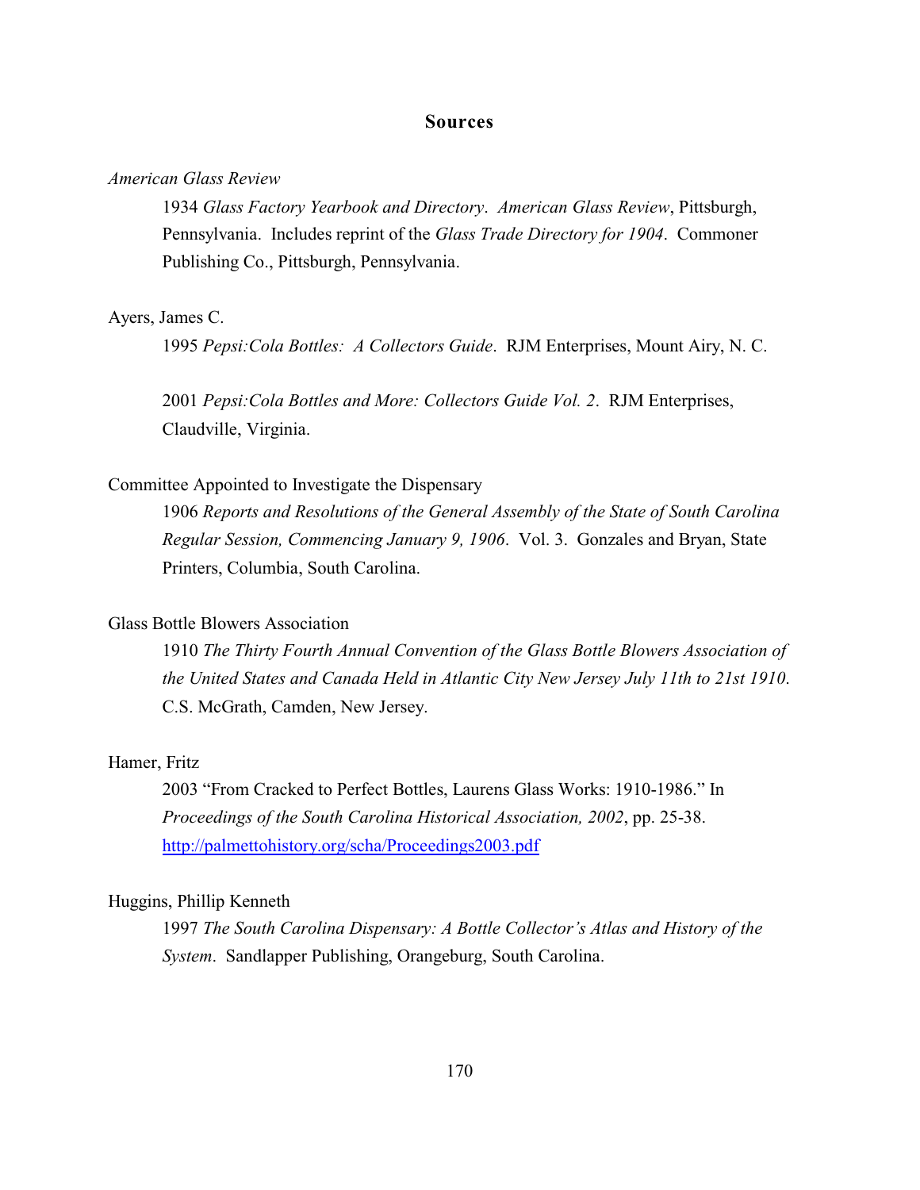## Sources

*American Glass Review*

1934 *Glass Factory Yearbook and Directory*. *American Glass Review*, Pittsburgh, Pennsylvania. Includes reprint of the *Glass Trade Directory for 1904*. Commoner Publishing Co., Pittsburgh, Pennsylvania.

Ayers, James C.

1995 *Pepsi:Cola Bottles: A Collectors Guide*. RJM Enterprises, Mount Airy, N. C.

2001 *Pepsi:Cola Bottles and More: Collectors Guide Vol. 2*. RJM Enterprises, Claudville, Virginia.

Committee Appointed to Investigate the Dispensary

1906 *Reports and Resolutions of the General Assembly of the State of South Carolina Regular Session, Commencing January 9, 1906*. Vol. 3. Gonzales and Bryan, State Printers, Columbia, South Carolina.

Glass Bottle Blowers Association

1910 *The Thirty Fourth Annual Convention of the Glass Bottle Blowers Association of the United States and Canada Held in Atlantic City New Jersey July 11th to 21st 1910*. C.S. McGrath, Camden, New Jersey.

Hamer, Fritz

2003 "From Cracked to Perfect Bottles, Laurens Glass Works: 1910-1986." In *Proceedings of the South Carolina Historical Association, 2002*, pp. 25-38. http://palmettohistory.org/scha/Proceedings2003.pdf

Huggins, Phillip Kenneth

1997 *The South Carolina Dispensary: A Bottle Collector's Atlas and History of the System*. Sandlapper Publishing, Orangeburg, South Carolina.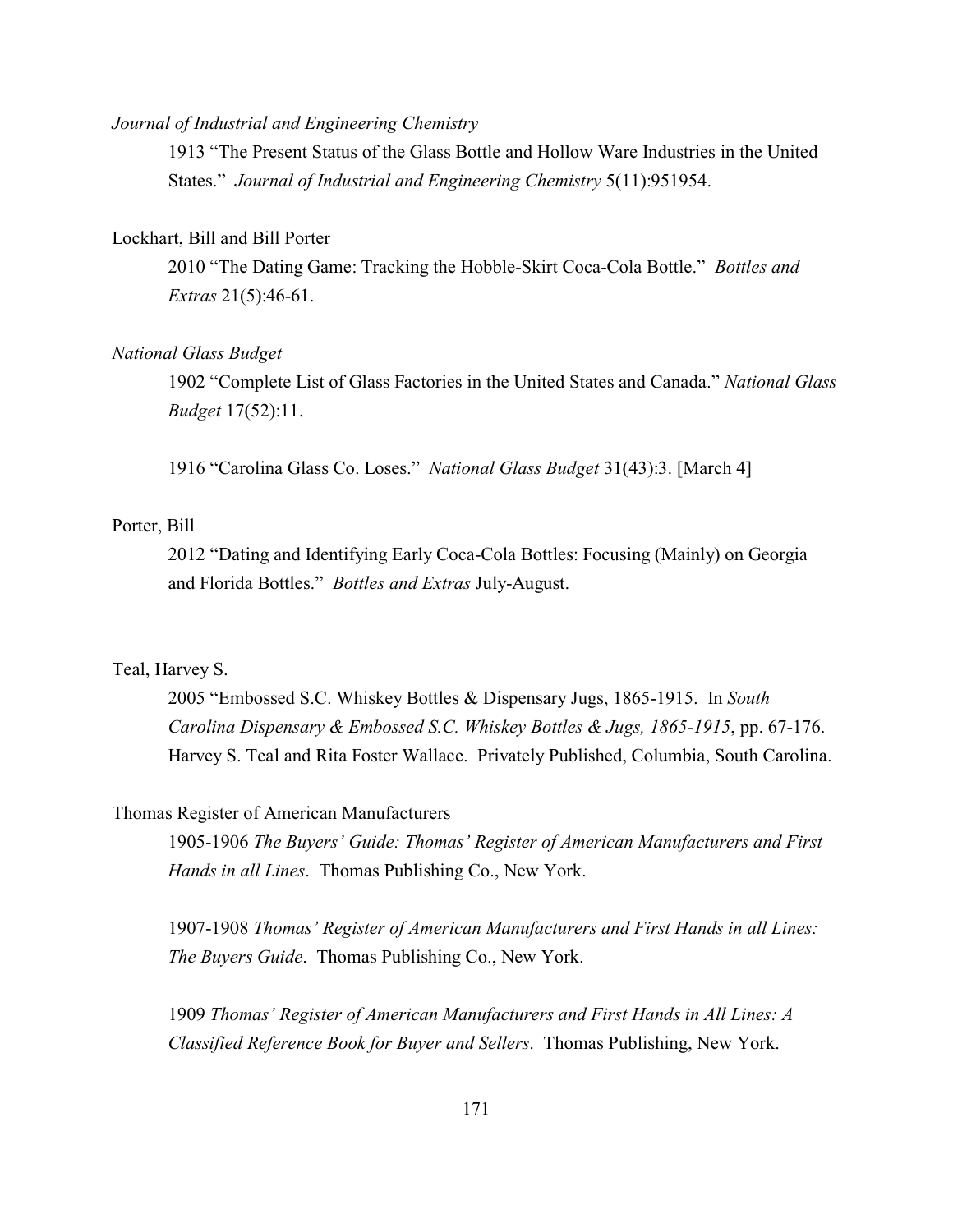*Journal of Industrial and Engineering Chemistry*

1913 "The Present Status of the Glass Bottle and Hollow Ware Industries in the United States." *Journal of Industrial and Engineering Chemistry* 5(11):951954.

Lockhart, Bill and Bill Porter

2010 "The Dating Game: Tracking the Hobble-Skirt Coca-Cola Bottle." *Bottles and Extras* 21(5):46-61.

*National Glass Budget*

1902 "Complete List of Glass Factories in the United States and Canada." *National Glass Budget* 17(52):11.

1916 "Carolina Glass Co. Loses." *National Glass Budget* 31(43):3. [March 4]

Porter, Bill

2012 "Dating and Identifying Early Coca-Cola Bottles: Focusing (Mainly) on Georgia and Florida Bottles." *Bottles and Extras* July-August.

Teal, Harvey S.

2005 "Embossed S.C. Whiskey Bottles & Dispensary Jugs, 1865-1915. In *South Carolina Dispensary & Embossed S.C. Whiskey Bottles & Jugs, 1865-1915*, pp. 67-176. Harvey S. Teal and Rita Foster Wallace. Privately Published, Columbia, South Carolina.

Thomas Register of American Manufacturers

1905-1906 *The Buyers' Guide: Thomas' Register of American Manufacturers and First Hands in all Lines*. Thomas Publishing Co., New York.

1907-1908 *Thomas' Register of American Manufacturers and First Hands in all Lines: The Buyers Guide*. Thomas Publishing Co., New York.

1909 *Thomas' Register of American Manufacturers and First Hands in All Lines: A Classified Reference Book for Buyer and Sellers*. Thomas Publishing, New York.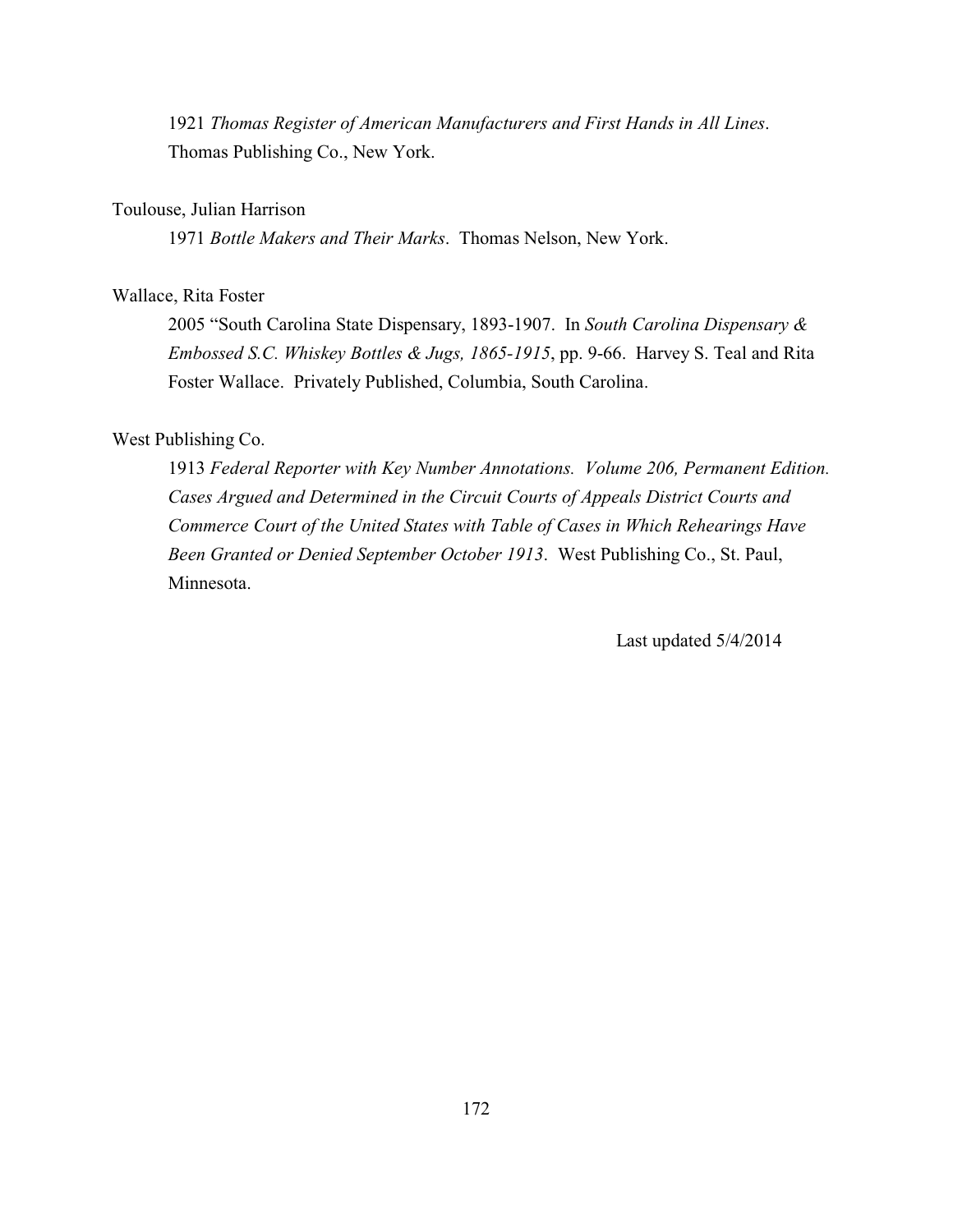1921 *Thomas Register of American Manufacturers and First Hands in All Lines*. Thomas Publishing Co., New York.

Toulouse, Julian Harrison

1971 *Bottle Makers and Their Marks*. Thomas Nelson, New York.

Wallace, Rita Foster

2005 "South Carolina State Dispensary, 1893-1907. In *South Carolina Dispensary & Embossed S.C. Whiskey Bottles & Jugs, 1865-1915*, pp. 9-66. Harvey S. Teal and Rita Foster Wallace. Privately Published, Columbia, South Carolina.

West Publishing Co.

1913 *Federal Reporter with Key Number Annotations. Volume 206, Permanent Edition. Cases Argued and Determined in the Circuit Courts of Appeals District Courts and Commerce Court of the United States with Table of Cases in Which Rehearings Have Been Granted or Denied September October 1913*. West Publishing Co., St. Paul, Minnesota.

Last updated 5/4/2014